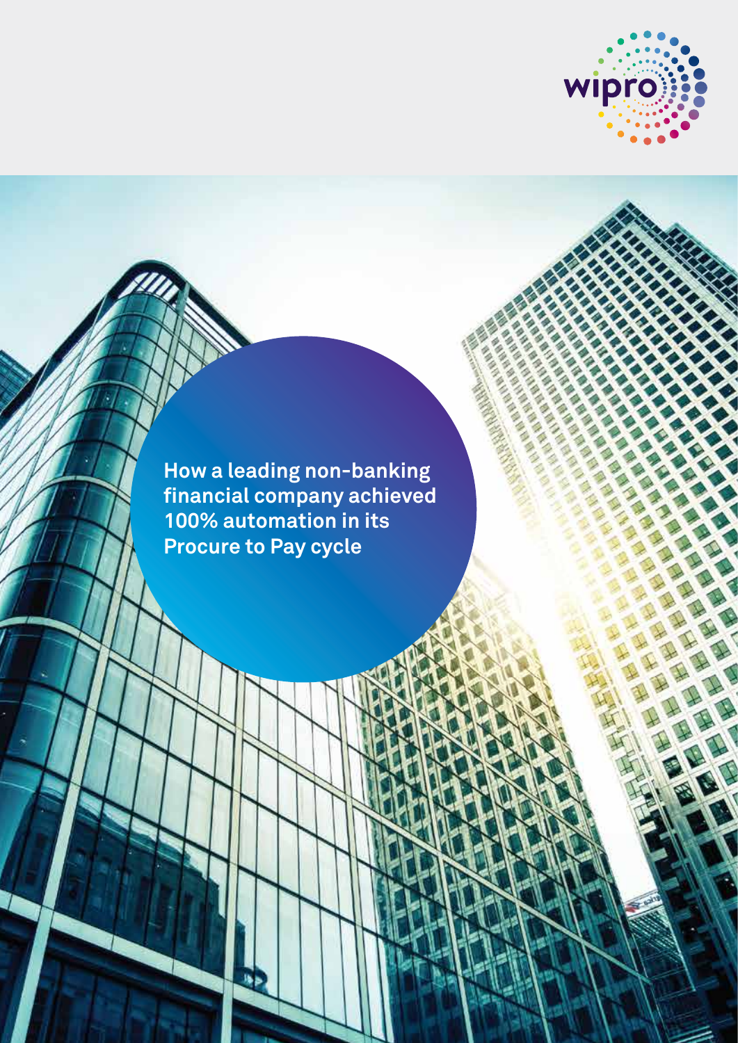# How a leading non-banking financial company achieved 100% automation in its Procure to Pay cycle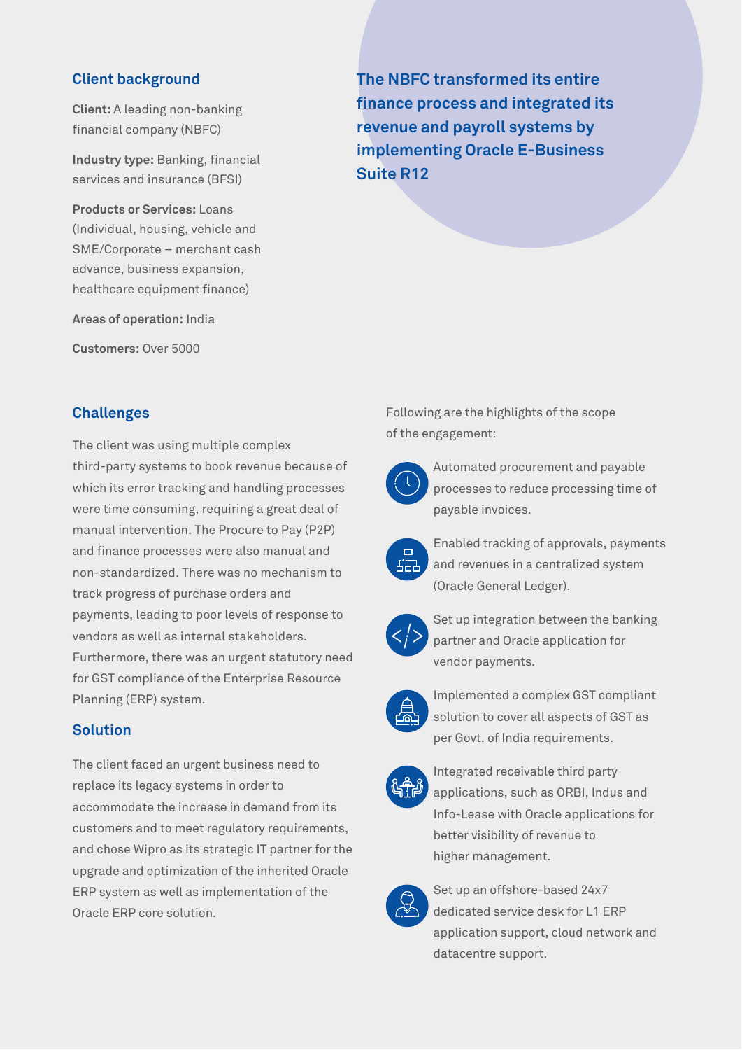## Client background

**Client:** A leading non-banking financial company (NBFC)

**Industry type:** Banking, financial services and insurance (BFSI)

**Products or Services:** Loans (Individual, housing, vehicle and SME/Corporate – merchant cash advance, business expansion, healthcare equipment finance)

**Areas of operation:** India

**Customers:** Over 5000

**The NBFC transformed its entire finance process and integrated its revenue and payroll systems by implementing Oracle E-Business Suite R12**

## Challenges

The client was using multiple complex third-party systems to book revenue because of which its error tracking and handling processes were time consuming, requiring a great deal of manual intervention. The Procure to Pay (P2P) and finance processes were also manual and non-standardized. There was no mechanism to track progress of purchase orders and payments, leading to poor levels of response to vendors as well as internal stakeholders. Furthermore, there was an urgent statutory need for GST compliance of the Enterprise Resource Planning (ERP) system.

## Solution

The client faced an urgent business need to replace its legacy systems in order to accommodate the increase in demand from its customers and to meet regulatory requirements, and chose Wipro as its strategic IT partner for the upgrade and optimization of the inherited Oracle ERP system as well as implementation of the Oracle ERP core solution.

Following are the highlights of the scope of the engagement:

- Automated procurement and payable processes to reduce processing time of payable invoices.
- Enabled tracking of approvals, payments and revenues in a centralized system (Oracle General Ledger).
- Set up integration between the banking partner and Oracle application for vendor payments.
- Implemented a complex GST compliant solution to cover all aspects of GST as per Govt. of India requirements.
- Integrated receivable third party applications, such as ORBI, Indus and Info-Lease with Oracle applications for better visibility of revenue to higher management.
- Set up an offshore-based 24x7 dedicated service desk for L1 ERP application support, cloud network and datacentre support.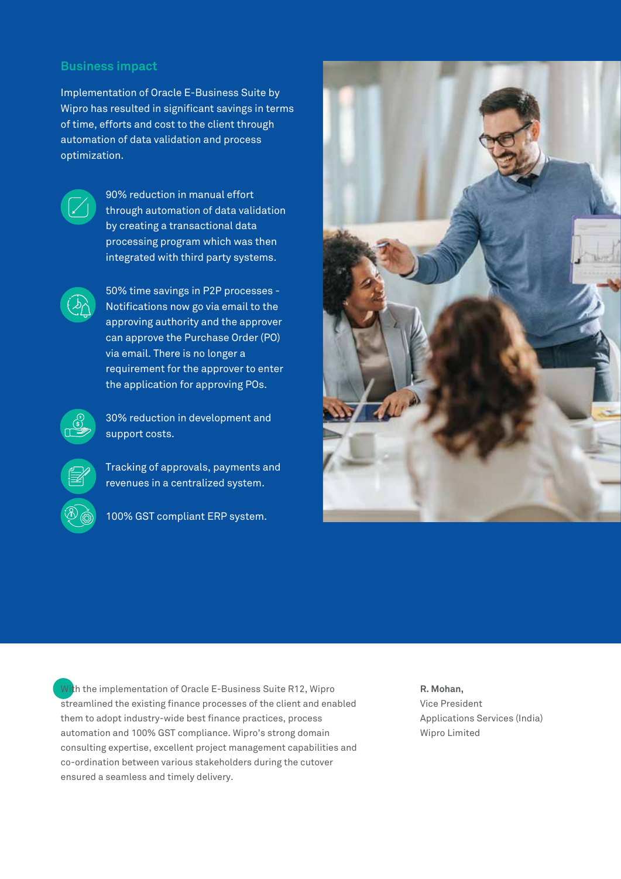## Business impact

Implementation of Oracle E-Business Suite by Wipro has resulted in significant savings in terms of time, efforts and cost to the client through automation of data validation and process optimization.

- 90% reduction in manual effort through automation of data validation by creating a transactional data processing program which was then integrated with third party systems.
- 50% time savings in P2P processes - Notifications now go via email to the approving authority and the approver can approve the Purchase Order (PO) via email. There is no longer a requirement for the approver to enter the application for approving POs.
- 30% reduction in development and support costs.
- Tracking of approvals, payments and revenues in a centralized system.
- 100% GST compliant ERP system.

With the implementation of Oracle E-Business Suite R12, Wipro streamlined the existing finance processes of the client and enabled them to adopt industry-wide best finance practices, process automation and 100% GST compliance. Wipro's strong domain consulting expertise, excellent project management capabilities and co-ordination between various stakeholders during the cutover ensured a seamless and timely delivery.

**R. Mohan,**
Vice President
Applications Services (India)
Wipro Limited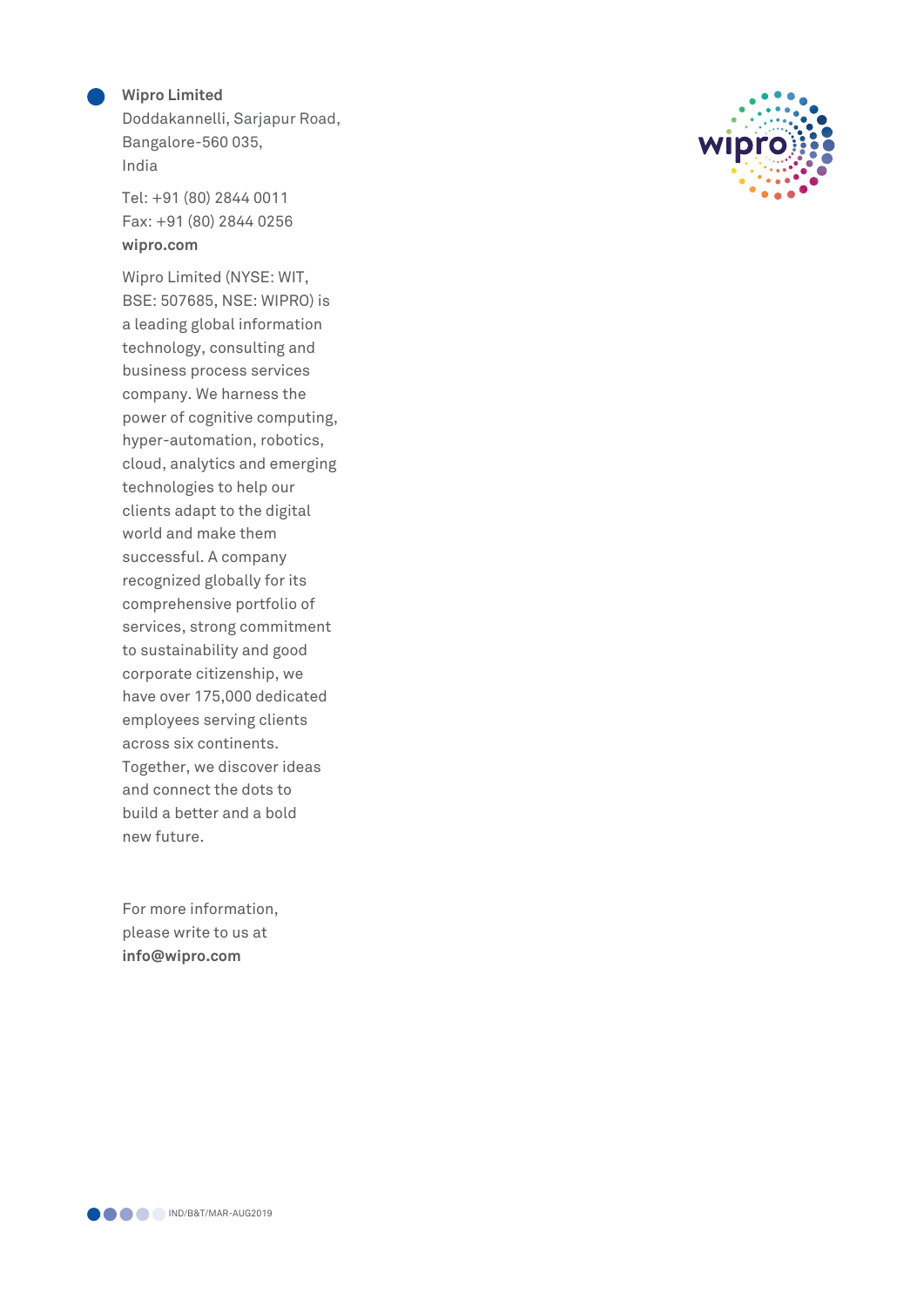**Wipro Limited**
Doddakannelli, Sarjapur Road,
Bangalore-560 035,
India

Tel: +91 (80) 2844 0011
Fax: +91 (80) 2844 0256
**wipro.com**

Wipro Limited (NYSE: WIT, BSE: 507685, NSE: WIPRO) is a leading global information technology, consulting and business process services company. We harness the power of cognitive computing, hyper-automation, robotics, cloud, analytics and emerging technologies to help our clients adapt to the digital world and make them successful. A company recognized globally for its comprehensive portfolio of services, strong commitment to sustainability and good corporate citizenship, we have over 175,000 dedicated employees serving clients across six continents. Together, we discover ideas and connect the dots to build a better and a bold new future.

For more information, please write to us at **info@wipro.com**

IND/B&T/MAR-AUG2019